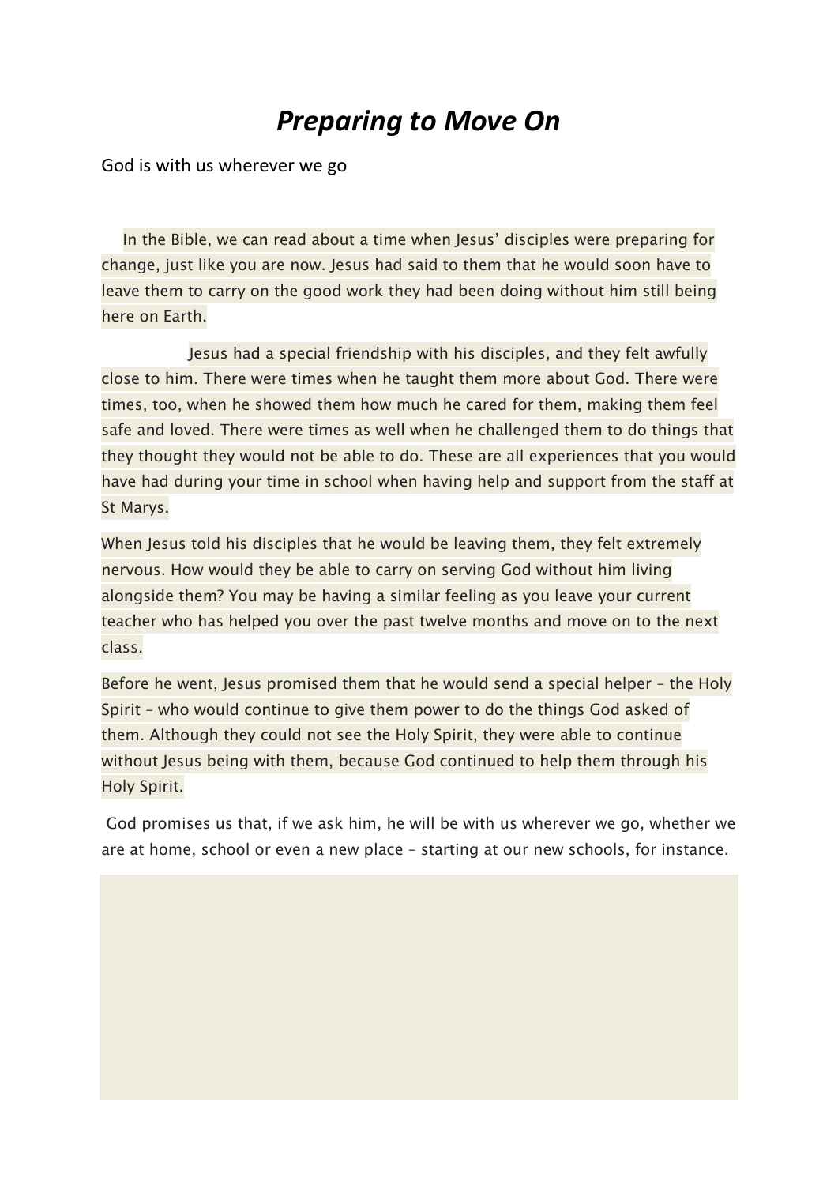# *Preparing to Move On*

God is with us wherever we go

In the Bible, we can read about a time when Jesus' disciples were preparing for change, just like you are now. Jesus had said to them that he would soon have to leave them to carry on the good work they had been doing without him still being here on Earth.

Jesus had a special friendship with his disciples, and they felt awfully close to him. There were times when he taught them more about God. There were times, too, when he showed them how much he cared for them, making them feel safe and loved. There were times as well when he challenged them to do things that they thought they would not be able to do. These are all experiences that you would have had during your time in school when having help and support from the staff at St Marys.

When Jesus told his disciples that he would be leaving them, they felt extremely nervous. How would they be able to carry on serving God without him living alongside them? You may be having a similar feeling as you leave your current teacher who has helped you over the past twelve months and move on to the next class.

Before he went, Jesus promised them that he would send a special helper – the Holy Spirit – who would continue to give them power to do the things God asked of them. Although they could not see the Holy Spirit, they were able to continue without Jesus being with them, because God continued to help them through his Holy Spirit.

God promises us that, if we ask him, he will be with us wherever we go, whether we are at home, school or even a new place – starting at our new schools, for instance.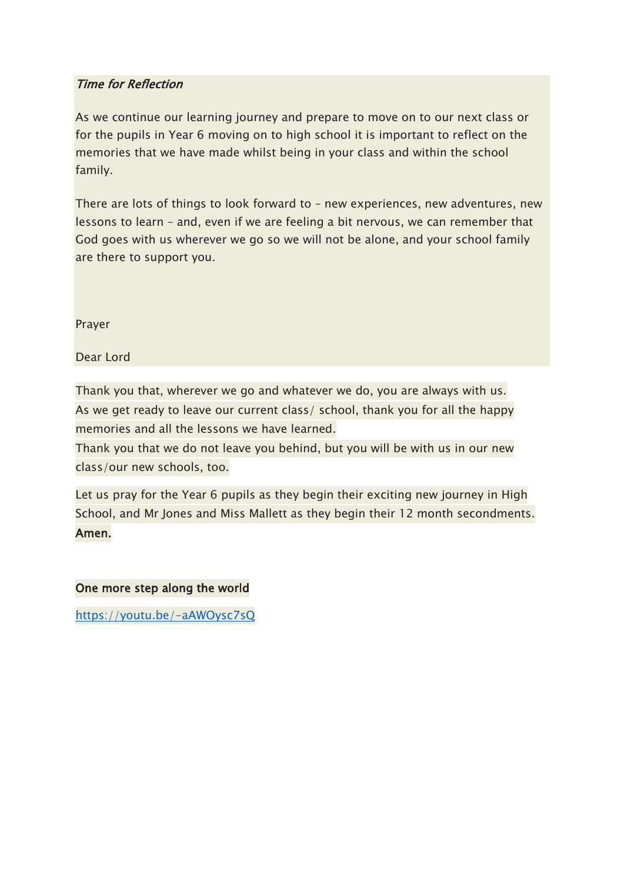*Time for Reflection*

As we continue our learning journey and prepare to move on to our next class or for the pupils in Year 6 moving on to high school it is important to reflect on the memories that we have made whilst being in your class and within the school family.

There are lots of things to look forward to – new experiences, new adventures, new lessons to learn – and, even if we are feeling a bit nervous, we can remember that God goes with us wherever we go so we will not be alone, and your school family are there to support you.

Prayer

Dear Lord

Thank you that, wherever we go and whatever we do, you are always with us.
As we get ready to leave our current class/ school, thank you for all the happy memories and all the lessons we have learned.
Thank you that we do not leave you behind, but you will be with us in our new class/our new schools, too.

Let us pray for the Year 6 pupils as they begin their exciting new journey in High School, and Mr Jones and Miss Mallett as they begin their 12 month secondments.
Amen.

One more step along the world

https://youtu.be/-aAWOysc7sQ